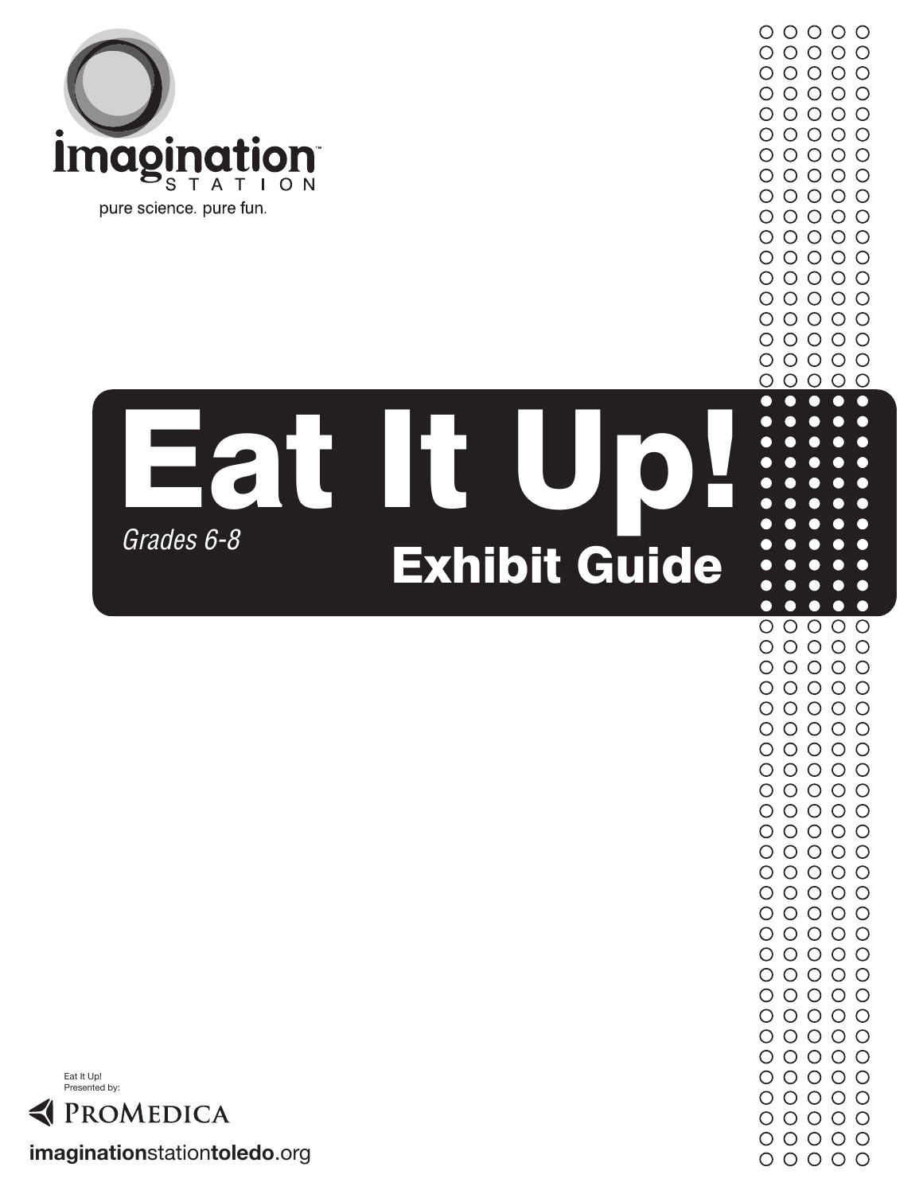imagination STATION™

pure science. pure fun.

# Eat It Up!

*Grades 6-8*

## Exhibit Guide

Eat It Up!
Presented by:

PROMEDICA

imaginationstationtoledo.org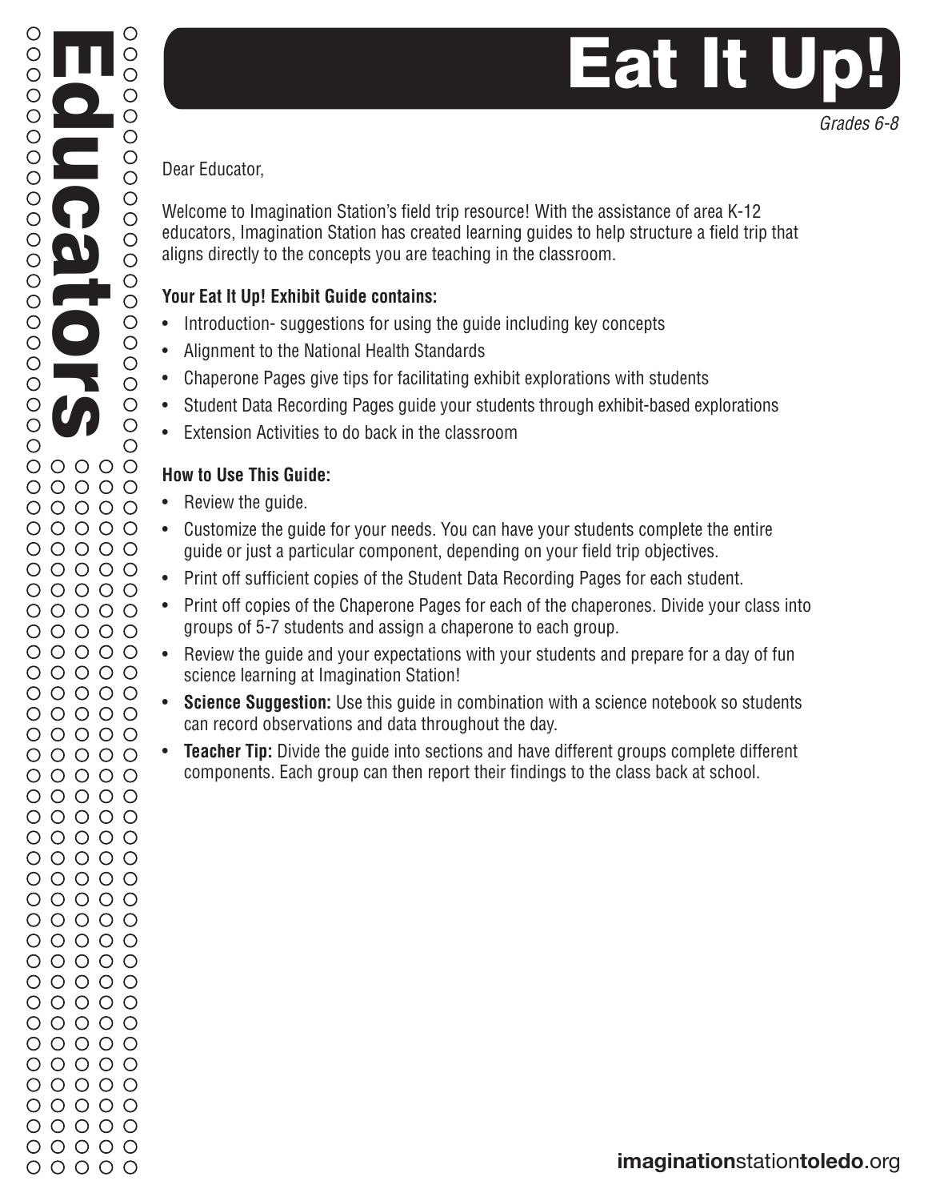# Eat It Up!

*Grades 6-8*

Dear Educator,

Welcome to Imagination Station's field trip resource! With the assistance of area K-12 educators, Imagination Station has created learning guides to help structure a field trip that aligns directly to the concepts you are teaching in the classroom.

**Your Eat It Up! Exhibit Guide contains:**

- Introduction- suggestions for using the guide including key concepts
- Alignment to the National Health Standards
- Chaperone Pages give tips for facilitating exhibit explorations with students
- Student Data Recording Pages guide your students through exhibit-based explorations
- Extension Activities to do back in the classroom

**How to Use This Guide:**

- Review the guide.
- Customize the guide for your needs. You can have your students complete the entire guide or just a particular component, depending on your field trip objectives.
- Print off sufficient copies of the Student Data Recording Pages for each student.
- Print off copies of the Chaperone Pages for each of the chaperones. Divide your class into groups of 5-7 students and assign a chaperone to each group.
- Review the guide and your expectations with your students and prepare for a day of fun science learning at Imagination Station!
- **Science Suggestion:** Use this guide in combination with a science notebook so students can record observations and data throughout the day.
- **Teacher Tip:** Divide the guide into sections and have different groups complete different components. Each group can then report their findings to the class back at school.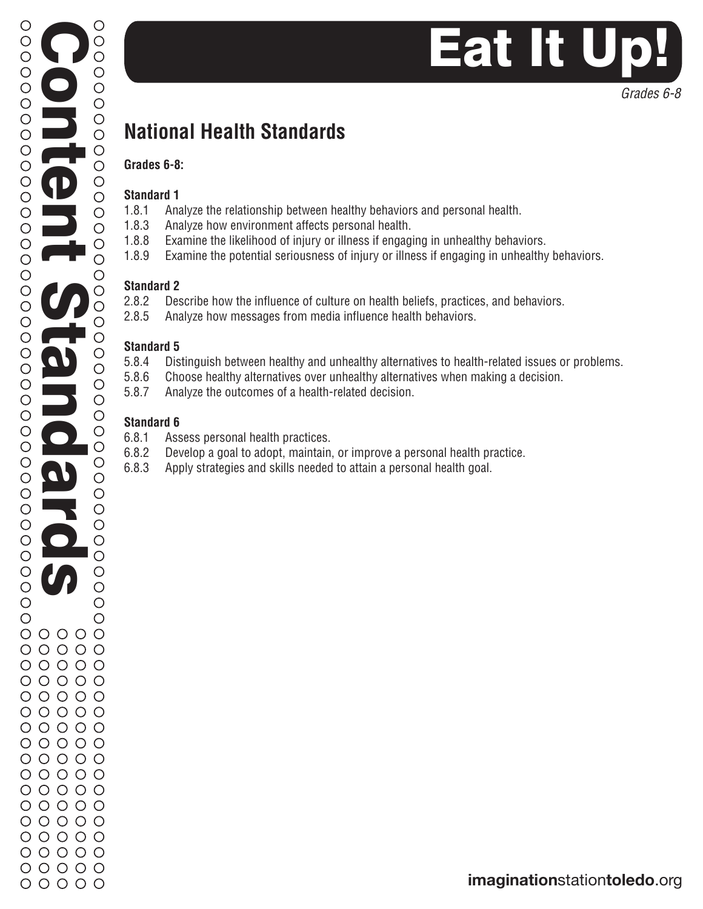# Eat It Up!

*Grades 6-8*

Content Standards

## National Health Standards

**Grades 6-8:**

**Standard 1**

1.8.1 Analyze the relationship between healthy behaviors and personal health.
1.8.3 Analyze how environment affects personal health.
1.8.8 Examine the likelihood of injury or illness if engaging in unhealthy behaviors.
1.8.9 Examine the potential seriousness of injury or illness if engaging in unhealthy behaviors.

**Standard 2**

2.8.2 Describe how the influence of culture on health beliefs, practices, and behaviors.
2.8.5 Analyze how messages from media influence health behaviors.

**Standard 5**

5.8.4 Distinguish between healthy and unhealthy alternatives to health-related issues or problems.
5.8.6 Choose healthy alternatives over unhealthy alternatives when making a decision.
5.8.7 Analyze the outcomes of a health-related decision.

**Standard 6**

6.8.1 Assess personal health practices.
6.8.2 Develop a goal to adopt, maintain, or improve a personal health practice.
6.8.3 Apply strategies and skills needed to attain a personal health goal.

**imagination**station**toledo**.org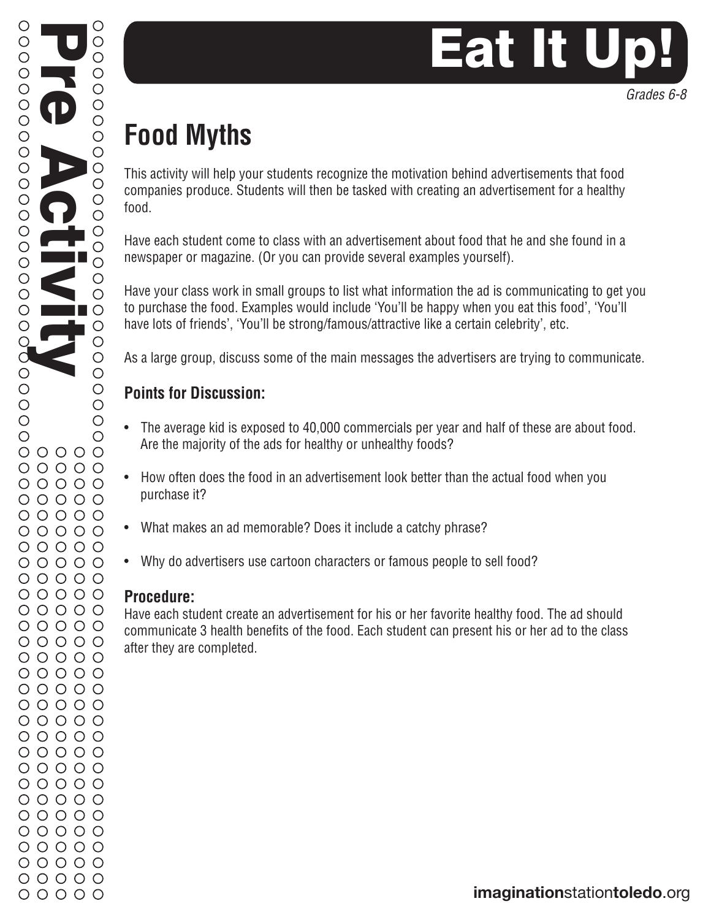# Eat It Up!

*Grades 6-8*

## Food Myths

This activity will help your students recognize the motivation behind advertisements that food companies produce. Students will then be tasked with creating an advertisement for a healthy food.

Have each student come to class with an advertisement about food that he and she found in a newspaper or magazine. (Or you can provide several examples yourself).

Have your class work in small groups to list what information the ad is communicating to get you to purchase the food. Examples would include 'You'll be happy when you eat this food', 'You'll have lots of friends', 'You'll be strong/famous/attractive like a certain celebrity', etc.

As a large group, discuss some of the main messages the advertisers are trying to communicate.

### Points for Discussion:

- The average kid is exposed to 40,000 commercials per year and half of these are about food. Are the majority of the ads for healthy or unhealthy foods?
- How often does the food in an advertisement look better than the actual food when you purchase it?
- What makes an ad memorable? Does it include a catchy phrase?
- Why do advertisers use cartoon characters or famous people to sell food?

### Procedure:

Have each student create an advertisement for his or her favorite healthy food. The ad should communicate 3 health benefits of the food. Each student can present his or her ad to the class after they are completed.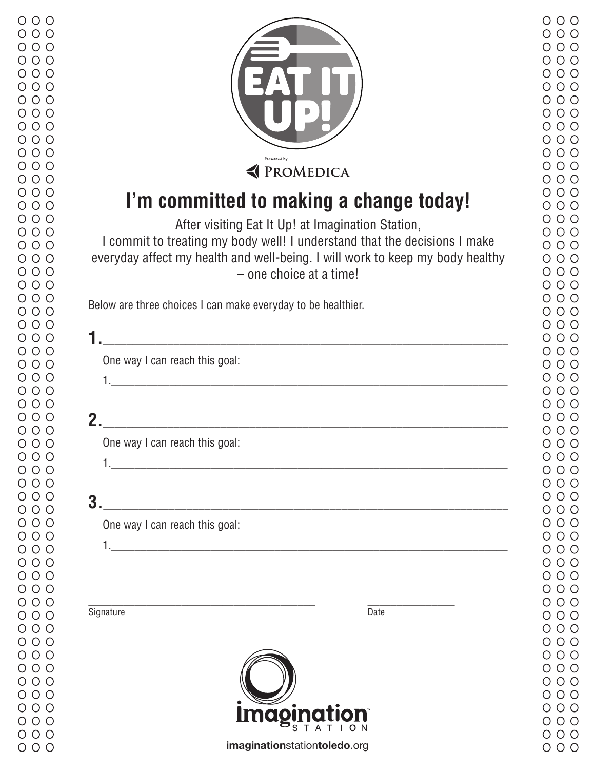EAT IT UP!

Presented by:
PROMEDICA

# I'm committed to making a change today!

After visiting Eat It Up! at Imagination Station,
I commit to treating my body well! I understand that the decisions I make everyday affect my health and well-being. I will work to keep my body healthy – one choice at a time!

Below are three choices I can make everyday to be healthier.

**1.**\_\_\_\_\_\_\_\_\_\_\_\_\_\_\_\_\_\_\_\_\_\_\_\_\_\_\_\_\_\_\_\_\_\_\_\_\_\_\_\_\_\_\_\_\_\_\_\_

One way I can reach this goal:

1.\_\_\_\_\_\_\_\_\_\_\_\_\_\_\_\_\_\_\_\_\_\_\_\_\_\_\_\_\_\_\_\_\_\_\_\_\_\_\_\_\_\_\_\_\_\_\_\_

**2.**\_\_\_\_\_\_\_\_\_\_\_\_\_\_\_\_\_\_\_\_\_\_\_\_\_\_\_\_\_\_\_\_\_\_\_\_\_\_\_\_\_\_\_\_\_\_\_\_

One way I can reach this goal:

1.\_\_\_\_\_\_\_\_\_\_\_\_\_\_\_\_\_\_\_\_\_\_\_\_\_\_\_\_\_\_\_\_\_\_\_\_\_\_\_\_\_\_\_\_\_\_\_\_

**3.**\_\_\_\_\_\_\_\_\_\_\_\_\_\_\_\_\_\_\_\_\_\_\_\_\_\_\_\_\_\_\_\_\_\_\_\_\_\_\_\_\_\_\_\_\_\_\_\_

One way I can reach this goal:

1.\_\_\_\_\_\_\_\_\_\_\_\_\_\_\_\_\_\_\_\_\_\_\_\_\_\_\_\_\_\_\_\_\_\_\_\_\_\_\_\_\_\_\_\_\_\_\_\_

\_\_\_\_\_\_\_\_\_\_\_\_\_\_\_\_\_\_\_\_\_\_\_\_\_\_\_\_\_\_ \_\_\_\_\_\_\_\_\_\_\_\_\_\_

Signature Date

imagination STATION

imaginationstationtoledo.org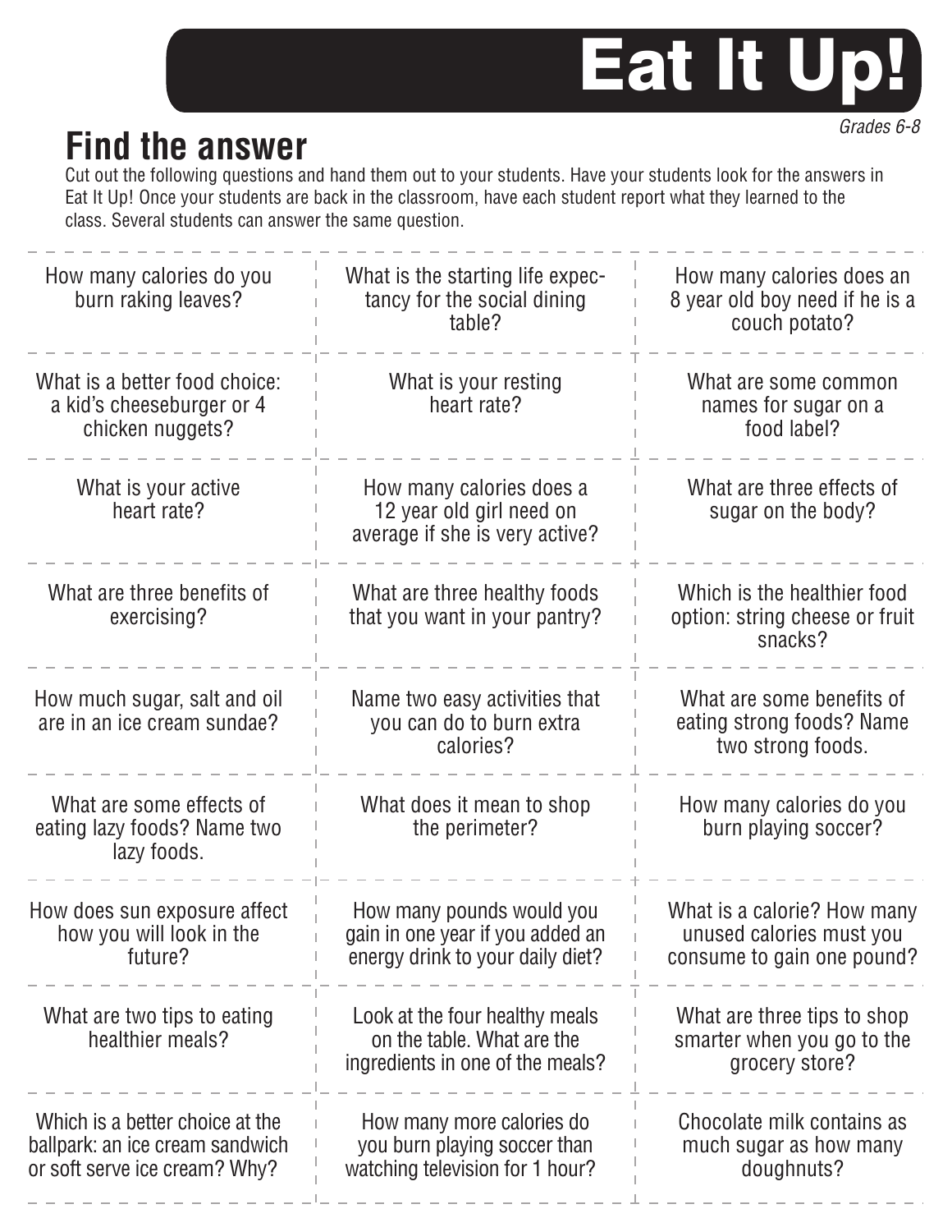# Eat It Up!

*Grades 6-8*

## Find the answer

Cut out the following questions and hand them out to your students. Have your students look for the answers in Eat It Up! Once your students are back in the classroom, have each student report what they learned to the class. Several students can answer the same question.

| | | |
|---|---|---|
| How many calories do you burn raking leaves? | What is the starting life expectancy for the social dining table? | How many calories does an 8 year old boy need if he is a couch potato? |
| What is a better food choice: a kid's cheeseburger or 4 chicken nuggets? | What is your resting heart rate? | What are some common names for sugar on a food label? |
| What is your active heart rate? | How many calories does a 12 year old girl need on average if she is very active? | What are three effects of sugar on the body? |
| What are three benefits of exercising? | What are three healthy foods that you want in your pantry? | Which is the healthier food option: string cheese or fruit snacks? |
| How much sugar, salt and oil are in an ice cream sundae? | Name two easy activities that you can do to burn extra calories? | What are some benefits of eating strong foods? Name two strong foods. |
| What are some effects of eating lazy foods? Name two lazy foods. | What does it mean to shop the perimeter? | How many calories do you burn playing soccer? |
| How does sun exposure affect how you will look in the future? | How many pounds would you gain in one year if you added an energy drink to your daily diet? | What is a calorie? How many unused calories must you consume to gain one pound? |
| What are two tips to eating healthier meals? | Look at the four healthy meals on the table. What are the ingredients in one of the meals? | What are three tips to shop smarter when you go to the grocery store? |
| Which is a better choice at the ballpark: an ice cream sandwich or soft serve ice cream? Why? | How many more calories do you burn playing soccer than watching television for 1 hour? | Chocolate milk contains as much sugar as how many doughnuts? |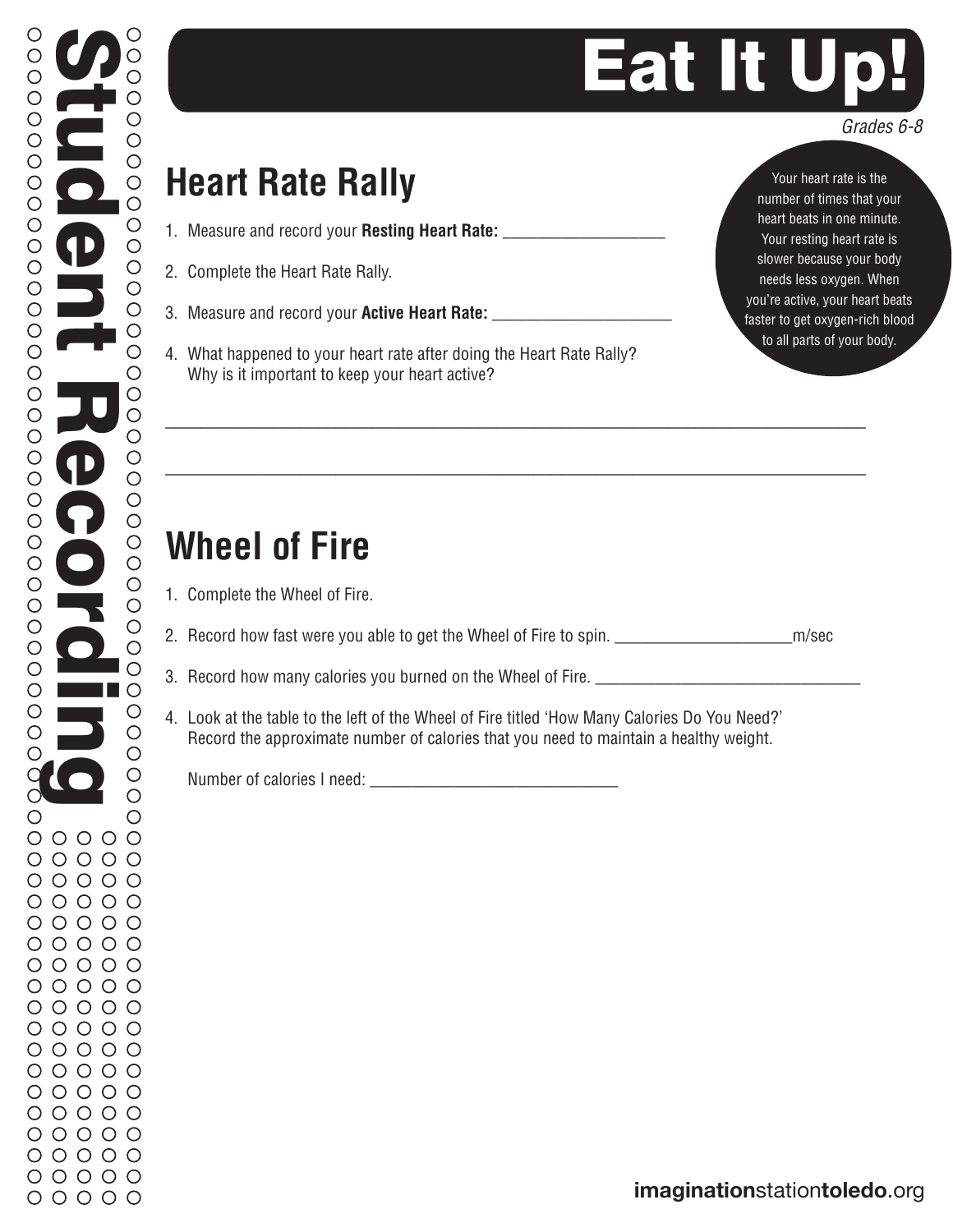# Eat It Up!

*Grades 6-8*

**Student Recording**

## Heart Rate Rally

> Your heart rate is the number of times that your heart beats in one minute. Your resting heart rate is slower because your body needs less oxygen. When you're active, your heart beats faster to get oxygen-rich blood to all parts of your body.

1. Measure and record your **Resting Heart Rate:** ___________________
2. Complete the Heart Rate Rally.
3. Measure and record your **Active Heart Rate:** _____________________
4. What happened to your heart rate after doing the Heart Rate Rally? Why is it important to keep your heart active?

_____________________________________________________________________________

_____________________________________________________________________________

## Wheel of Fire

1. Complete the Wheel of Fire.
2. Record how fast were you able to get the Wheel of Fire to spin. ____________________m/sec
3. Record how many calories you burned on the Wheel of Fire. ______________________________
4. Look at the table to the left of the Wheel of Fire titled 'How Many Calories Do You Need?' Record the approximate number of calories that you need to maintain a healthy weight.

   Number of calories I need: ____________________________

**imagination**station**toledo**.org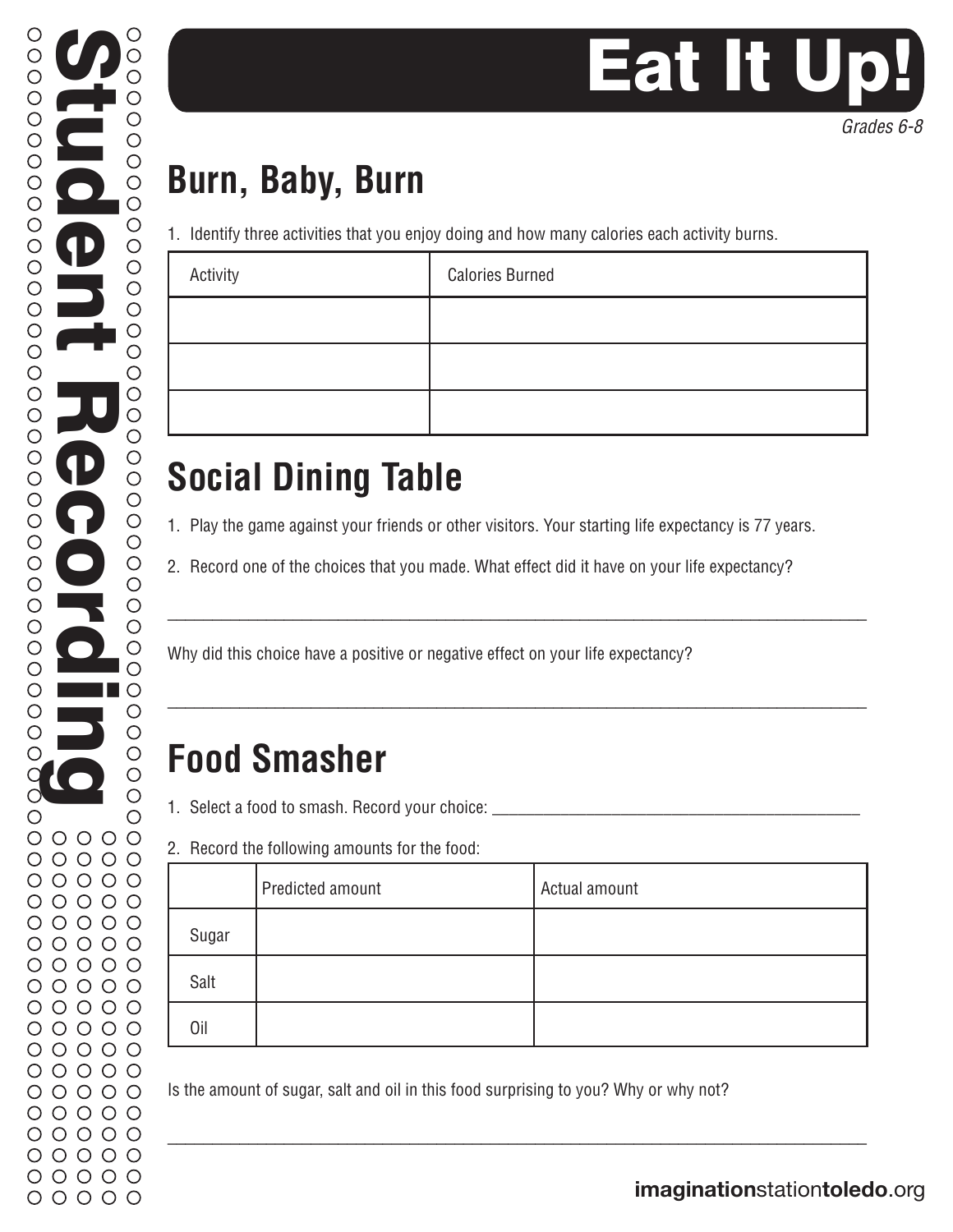# Eat It Up!

*Grades 6-8*

**Student Recording**

## Burn, Baby, Burn

1. Identify three activities that you enjoy doing and how many calories each activity burns.

| Activity | Calories Burned |
| --- | --- |
| | |
| | |
| | |

## Social Dining Table

1. Play the game against your friends or other visitors. Your starting life expectancy is 77 years.
2. Record one of the choices that you made. What effect did it have on your life expectancy?

______________________________________________________________________________

Why did this choice have a positive or negative effect on your life expectancy?

______________________________________________________________________________

## Food Smasher

1. Select a food to smash. Record your choice: ___________________________________________
2. Record the following amounts for the food:

| | Predicted amount | Actual amount |
| --- | --- | --- |
| Sugar | | |
| Salt | | |
| Oil | | |

Is the amount of sugar, salt and oil in this food surprising to you? Why or why not?

______________________________________________________________________________

**imagination**station**toledo**.org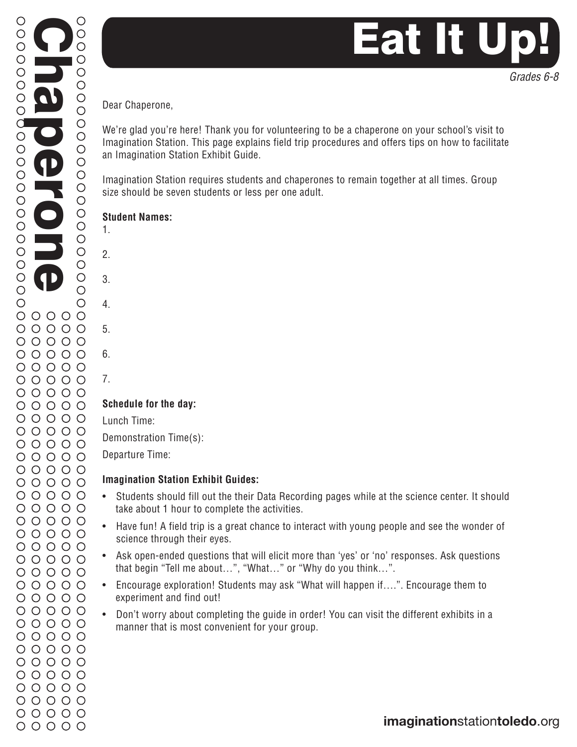# Eat It Up!

*Grades 6-8*

Chaperone

Dear Chaperone,

We're glad you're here! Thank you for volunteering to be a chaperone on your school's visit to Imagination Station. This page explains field trip procedures and offers tips on how to facilitate an Imagination Station Exhibit Guide.

Imagination Station requires students and chaperones to remain together at all times. Group size should be seven students or less per one adult.

**Student Names:**

1.

2.

3.

4.

5.

6.

7.

**Schedule for the day:**

Lunch Time:

Demonstration Time(s):

Departure Time:

**Imagination Station Exhibit Guides:**

- Students should fill out the their Data Recording pages while at the science center. It should take about 1 hour to complete the activities.
- Have fun! A field trip is a great chance to interact with young people and see the wonder of science through their eyes.
- Ask open-ended questions that will elicit more than 'yes' or 'no' responses. Ask questions that begin "Tell me about…", "What…" or "Why do you think…".
- Encourage exploration! Students may ask "What will happen if….". Encourage them to experiment and find out!
- Don't worry about completing the guide in order! You can visit the different exhibits in a manner that is most convenient for your group.

**imagination**station**toledo**.org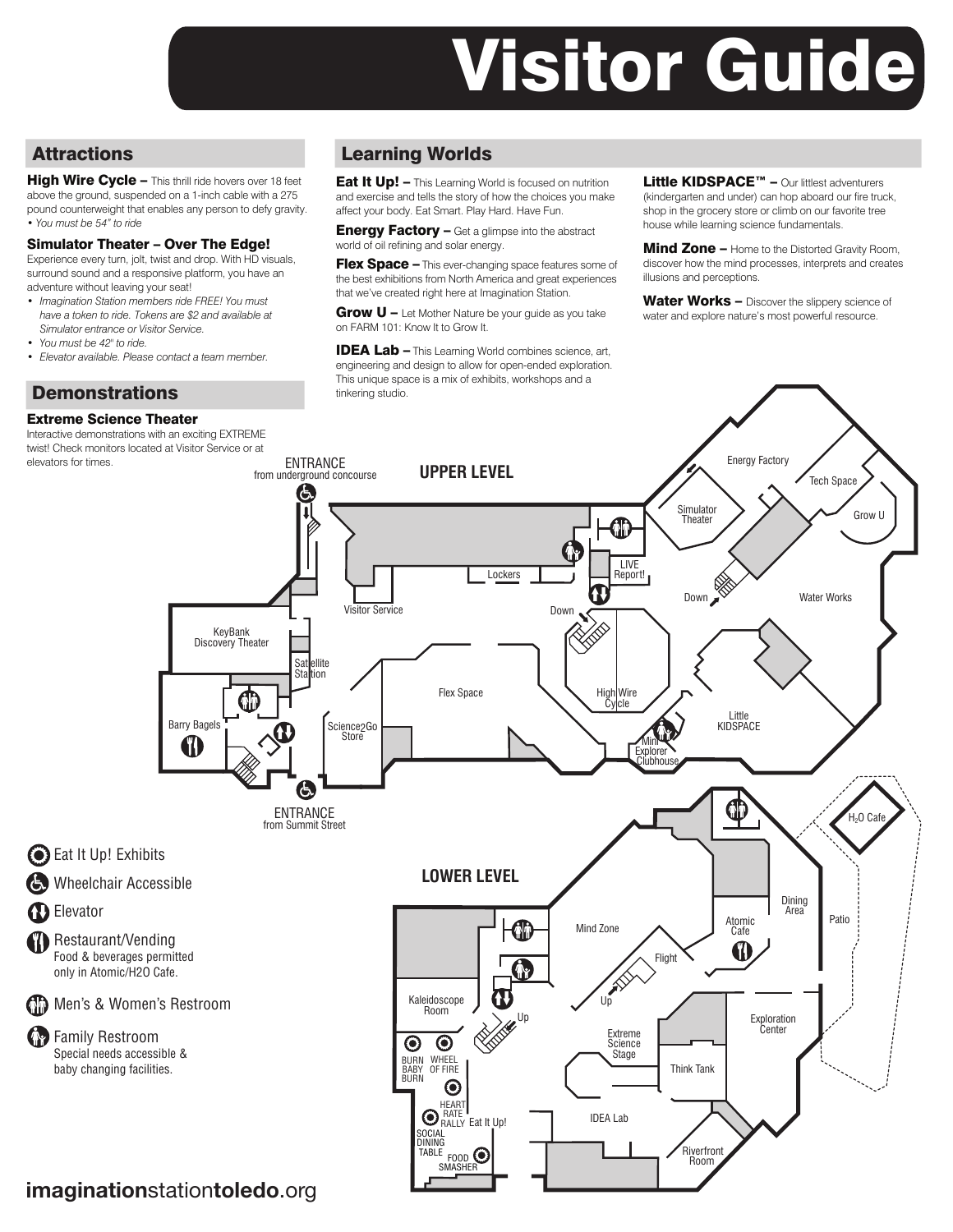# Visitor Guide

## Attractions

**High Wire Cycle –** This thrill ride hovers over 18 feet above the ground, suspended on a 1-inch cable with a 275 pound counterweight that enables any person to defy gravity.
*• You must be 54" to ride*

### Simulator Theater – Over The Edge!

Experience every turn, jolt, twist and drop. With HD visuals, surround sound and a responsive platform, you have an adventure without leaving your seat!

- *Imagination Station members ride FREE! You must have a token to ride. Tokens are $2 and available at Simulator entrance or Visitor Service.*
- *You must be 42" to ride.*
- *Elevator available. Please contact a team member.*

## Demonstrations

### Extreme Science Theater

Interactive demonstrations with an exciting EXTREME twist! Check monitors located at Visitor Service or at elevators for times.

## Learning Worlds

**Eat It Up! –** This Learning World is focused on nutrition and exercise and tells the story of how the choices you make affect your body. Eat Smart. Play Hard. Have Fun.

**Energy Factory –** Get a glimpse into the abstract world of oil refining and solar energy.

**Flex Space –** This ever-changing space features some of the best exhibitions from North America and great experiences that we've created right here at Imagination Station.

**Grow U –** Let Mother Nature be your guide as you take on FARM 101: Know It to Grow It.

**IDEA Lab –** This Learning World combines science, art, engineering and design to allow for open-ended exploration. This unique space is a mix of exhibits, workshops and a tinkering studio.

**Little KIDSPACE™ –** Our littlest adventurers (kindergarten and under) can hop aboard our fire truck, shop in the grocery store or climb on our favorite tree house while learning science fundamentals.

**Mind Zone –** Home to the Distorted Gravity Room, discover how the mind processes, interprets and creates illusions and perceptions.

**Water Works –** Discover the slippery science of water and explore nature's most powerful resource.

### UPPER LEVEL

ENTRANCE from underground concourse

Lockers, Visitor Service, LIVE Report!, Down, KeyBank Discovery Theater, Satellite Station, Flex Space, High Wire Cycle, Barry Bagels, Science2Go Store, Mini Explorer Clubhouse, Little KIDSPACE, Simulator Theater, Energy Factory, Tech Space, Grow U, Down, Water Works

ENTRANCE from Summit Street

### LOWER LEVEL

$H_2O$ Cafe, Patio, Dining Area, Atomic Cafe, Mind Zone, Flight, Up, Kaleidoscope Room, Up, Extreme Science Stage, Exploration Center, Think Tank, BURN BABY BURN, WHEEL OF FIRE, HEART RATE RALLY, Eat It Up!, SOCIAL DINING TABLE, FOOD SMASHER, IDEA Lab, Riverfront Room

### Legend

- Eat It Up! Exhibits
- Wheelchair Accessible
- Elevator
- Restaurant/Vending
  Food & beverages permitted only in Atomic/H2O Cafe.
- Men's & Women's Restroom
- Family Restroom
  Special needs accessible & baby changing facilities.

**imagination**station**toledo**.org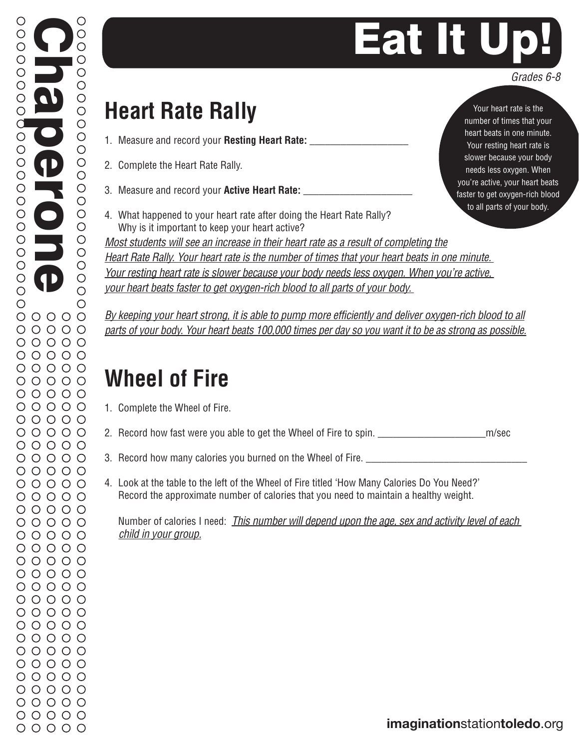Chaperone

# Eat It Up!

*Grades 6-8*

## Heart Rate Rally

> Your heart rate is the number of times that your heart beats in one minute. Your resting heart rate is slower because your body needs less oxygen. When you're active, your heart beats faster to get oxygen-rich blood to all parts of your body.

1. Measure and record your **Resting Heart Rate:** ___________________
2. Complete the Heart Rate Rally.
3. Measure and record your **Active Heart Rate:** _____________________
4. What happened to your heart rate after doing the Heart Rate Rally? Why is it important to keep your heart active?

*Most students will see an increase in their heart rate as a result of completing the Heart Rate Rally. Your heart rate is the number of times that your heart beats in one minute. Your resting heart rate is slower because your body needs less oxygen. When you're active, your heart beats faster to get oxygen-rich blood to all parts of your body.*

*By keeping your heart strong, it is able to pump more efficiently and deliver oxygen-rich blood to all parts of your body. Your heart beats 100,000 times per day so you want it to be as strong as possible.*

## Wheel of Fire

1. Complete the Wheel of Fire.
2. Record how fast were you able to get the Wheel of Fire to spin. ____________________m/sec
3. Record how many calories you burned on the Wheel of Fire. ________________________________
4. Look at the table to the left of the Wheel of Fire titled 'How Many Calories Do You Need?' Record the approximate number of calories that you need to maintain a healthy weight.

   Number of calories I need: *This number will depend upon the age, sex and activity level of each child in your group.*

**imagination**station**toledo**.org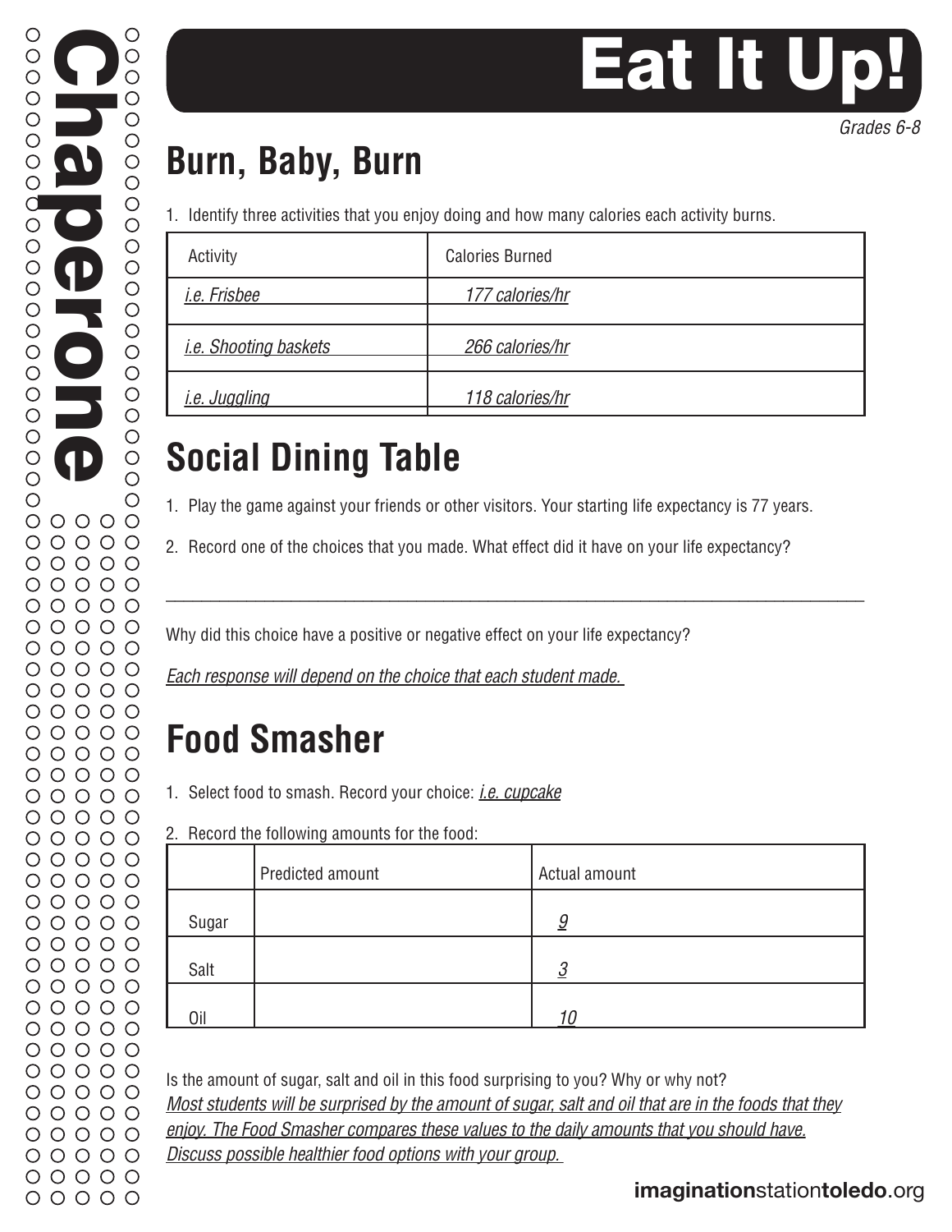Chaperone

# Eat It Up!

*Grades 6-8*

## Burn, Baby, Burn

1. Identify three activities that you enjoy doing and how many calories each activity burns.

| Activity | Calories Burned |
|---|---|
| *i.e. Frisbee* | *177 calories/hr* |
| *i.e. Shooting baskets* | *266 calories/hr* |
| *i.e. Juggling* | *118 calories/hr* |

## Social Dining Table

1. Play the game against your friends or other visitors. Your starting life expectancy is 77 years.
2. Record one of the choices that you made. What effect did it have on your life expectancy?

_______________________________________________________________________________

Why did this choice have a positive or negative effect on your life expectancy?

*Each response will depend on the choice that each student made.*

## Food Smasher

1. Select food to smash. Record your choice: *i.e. cupcake*
2. Record the following amounts for the food:

| | Predicted amount | Actual amount |
|---|---|---|
| Sugar | | *9* |
| Salt | | *3* |
| Oil | | *10* |

Is the amount of sugar, salt and oil in this food surprising to you? Why or why not?
*Most students will be surprised by the amount of sugar, salt and oil that are in the foods that they enjoy. The Food Smasher compares these values to the daily amounts that you should have. Discuss possible healthier food options with your group.*

**imagination**station**toledo**.org